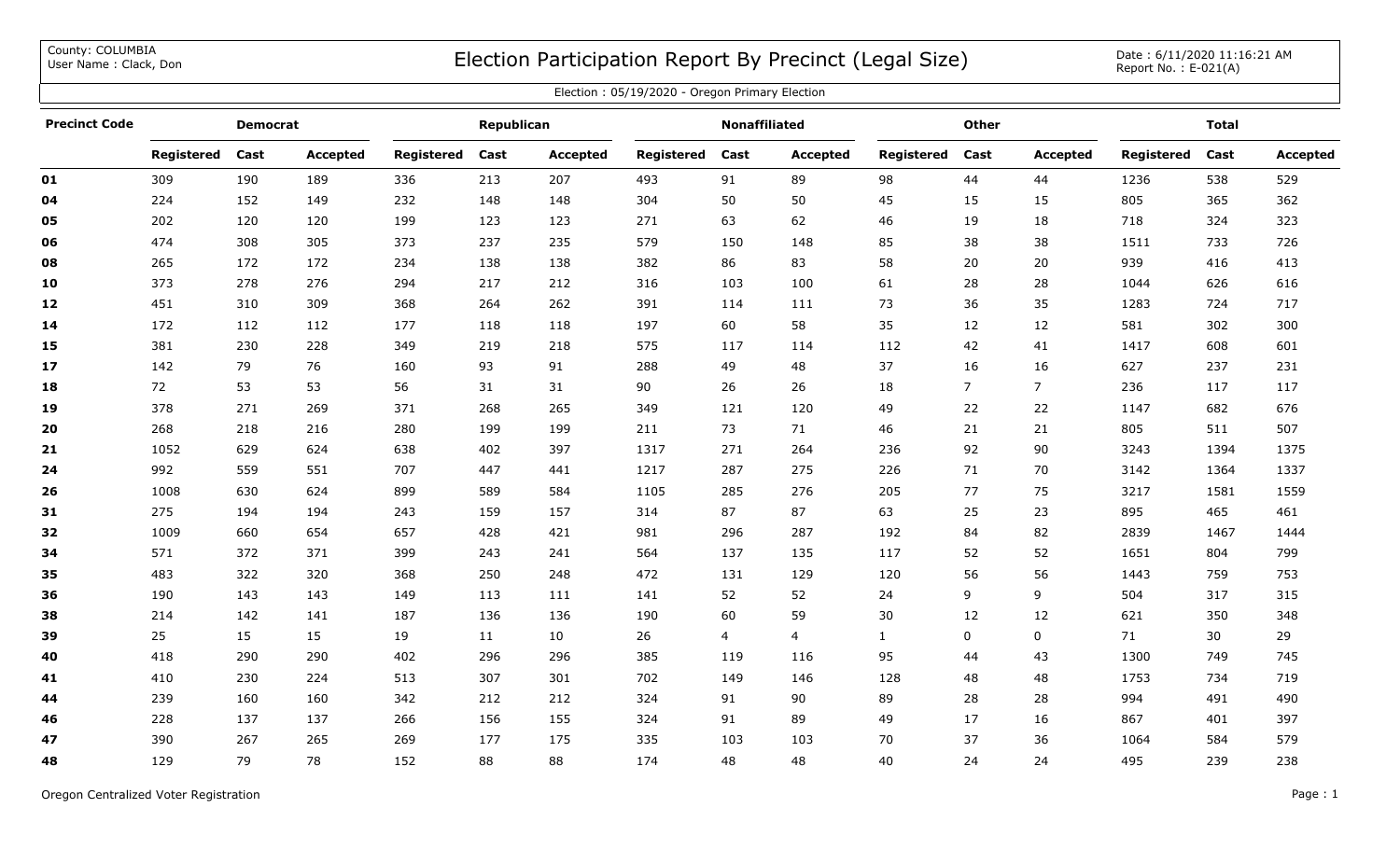County: COLUMBIA
User Name : Clack, Don

# Election Participation Report By Precinct (Legal Size)

Date : 6/11/2020 11:16:21 AM
Report No. : E-021(A)

Election : 05/19/2020 - Oregon Primary Election

| Precinct Code | Democrat | | | Republican | | | Nonaffiliated | | | Other | | | Total | | |
|---|---|---|---|---|---|---|---|---|---|---|---|---|---|---|---|
| | Registered | Cast | Accepted | Registered | Cast | Accepted | Registered | Cast | Accepted | Registered | Cast | Accepted | Registered | Cast | Accepted |
| **01** | 309 | 190 | 189 | 336 | 213 | 207 | 493 | 91 | 89 | 98 | 44 | 44 | 1236 | 538 | 529 |
| **04** | 224 | 152 | 149 | 232 | 148 | 148 | 304 | 50 | 50 | 45 | 15 | 15 | 805 | 365 | 362 |
| **05** | 202 | 120 | 120 | 199 | 123 | 123 | 271 | 63 | 62 | 46 | 19 | 18 | 718 | 324 | 323 |
| **06** | 474 | 308 | 305 | 373 | 237 | 235 | 579 | 150 | 148 | 85 | 38 | 38 | 1511 | 733 | 726 |
| **08** | 265 | 172 | 172 | 234 | 138 | 138 | 382 | 86 | 83 | 58 | 20 | 20 | 939 | 416 | 413 |
| **10** | 373 | 278 | 276 | 294 | 217 | 212 | 316 | 103 | 100 | 61 | 28 | 28 | 1044 | 626 | 616 |
| **12** | 451 | 310 | 309 | 368 | 264 | 262 | 391 | 114 | 111 | 73 | 36 | 35 | 1283 | 724 | 717 |
| **14** | 172 | 112 | 112 | 177 | 118 | 118 | 197 | 60 | 58 | 35 | 12 | 12 | 581 | 302 | 300 |
| **15** | 381 | 230 | 228 | 349 | 219 | 218 | 575 | 117 | 114 | 112 | 42 | 41 | 1417 | 608 | 601 |
| **17** | 142 | 79 | 76 | 160 | 93 | 91 | 288 | 49 | 48 | 37 | 16 | 16 | 627 | 237 | 231 |
| **18** | 72 | 53 | 53 | 56 | 31 | 31 | 90 | 26 | 26 | 18 | 7 | 7 | 236 | 117 | 117 |
| **19** | 378 | 271 | 269 | 371 | 268 | 265 | 349 | 121 | 120 | 49 | 22 | 22 | 1147 | 682 | 676 |
| **20** | 268 | 218 | 216 | 280 | 199 | 199 | 211 | 73 | 71 | 46 | 21 | 21 | 805 | 511 | 507 |
| **21** | 1052 | 629 | 624 | 638 | 402 | 397 | 1317 | 271 | 264 | 236 | 92 | 90 | 3243 | 1394 | 1375 |
| **24** | 992 | 559 | 551 | 707 | 447 | 441 | 1217 | 287 | 275 | 226 | 71 | 70 | 3142 | 1364 | 1337 |
| **26** | 1008 | 630 | 624 | 899 | 589 | 584 | 1105 | 285 | 276 | 205 | 77 | 75 | 3217 | 1581 | 1559 |
| **31** | 275 | 194 | 194 | 243 | 159 | 157 | 314 | 87 | 87 | 63 | 25 | 23 | 895 | 465 | 461 |
| **32** | 1009 | 660 | 654 | 657 | 428 | 421 | 981 | 296 | 287 | 192 | 84 | 82 | 2839 | 1467 | 1444 |
| **34** | 571 | 372 | 371 | 399 | 243 | 241 | 564 | 137 | 135 | 117 | 52 | 52 | 1651 | 804 | 799 |
| **35** | 483 | 322 | 320 | 368 | 250 | 248 | 472 | 131 | 129 | 120 | 56 | 56 | 1443 | 759 | 753 |
| **36** | 190 | 143 | 143 | 149 | 113 | 111 | 141 | 52 | 52 | 24 | 9 | 9 | 504 | 317 | 315 |
| **38** | 214 | 142 | 141 | 187 | 136 | 136 | 190 | 60 | 59 | 30 | 12 | 12 | 621 | 350 | 348 |
| **39** | 25 | 15 | 15 | 19 | 11 | 10 | 26 | 4 | 4 | 1 | 0 | 0 | 71 | 30 | 29 |
| **40** | 418 | 290 | 290 | 402 | 296 | 296 | 385 | 119 | 116 | 95 | 44 | 43 | 1300 | 749 | 745 |
| **41** | 410 | 230 | 224 | 513 | 307 | 301 | 702 | 149 | 146 | 128 | 48 | 48 | 1753 | 734 | 719 |
| **44** | 239 | 160 | 160 | 342 | 212 | 212 | 324 | 91 | 90 | 89 | 28 | 28 | 994 | 491 | 490 |
| **46** | 228 | 137 | 137 | 266 | 156 | 155 | 324 | 91 | 89 | 49 | 17 | 16 | 867 | 401 | 397 |
| **47** | 390 | 267 | 265 | 269 | 177 | 175 | 335 | 103 | 103 | 70 | 37 | 36 | 1064 | 584 | 579 |
| **48** | 129 | 79 | 78 | 152 | 88 | 88 | 174 | 48 | 48 | 40 | 24 | 24 | 495 | 239 | 238 |

Oregon Centralized Voter Registration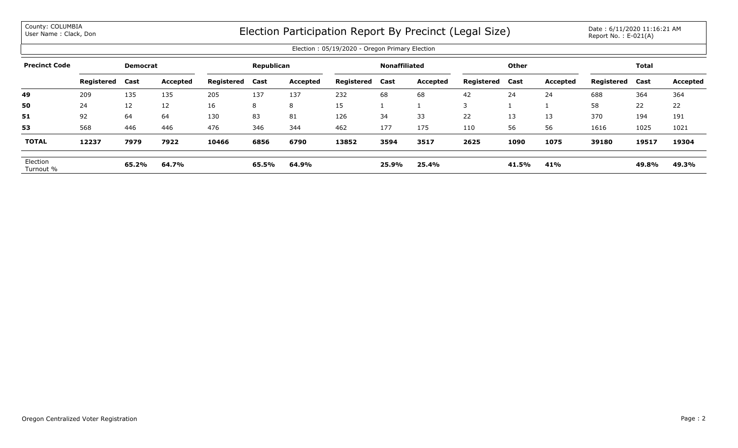County: COLUMBIA
User Name : Clack, Don

# Election Participation Report By Precinct (Legal Size)

Date : 6/11/2020 11:16:21 AM
Report No. : E-021(A)

Election : 05/19/2020 - Oregon Primary Election

| Precinct Code | Democrat | | | Republican | | | Nonaffiliated | | | Other | | | Total | | |
|---|---|---|---|---|---|---|---|---|---|---|---|---|---|---|---|
| | Registered | Cast | Accepted | Registered | Cast | Accepted | Registered | Cast | Accepted | Registered | Cast | Accepted | Registered | Cast | Accepted |
| **49** | 209 | 135 | 135 | 205 | 137 | 137 | 232 | 68 | 68 | 42 | 24 | 24 | 688 | 364 | 364 |
| **50** | 24 | 12 | 12 | 16 | 8 | 8 | 15 | 1 | 1 | 3 | 1 | 1 | 58 | 22 | 22 |
| **51** | 92 | 64 | 64 | 130 | 83 | 81 | 126 | 34 | 33 | 22 | 13 | 13 | 370 | 194 | 191 |
| **53** | 568 | 446 | 446 | 476 | 346 | 344 | 462 | 177 | 175 | 110 | 56 | 56 | 1616 | 1025 | 1021 |
| **TOTAL** | **12237** | **7979** | **7922** | **10466** | **6856** | **6790** | **13852** | **3594** | **3517** | **2625** | **1090** | **1075** | **39180** | **19517** | **19304** |
| Election Turnout % | | **65.2%** | **64.7%** | | **65.5%** | **64.9%** | | **25.9%** | **25.4%** | | **41.5%** | **41%** | | **49.8%** | **49.3%** |

Oregon Centralized Voter Registration